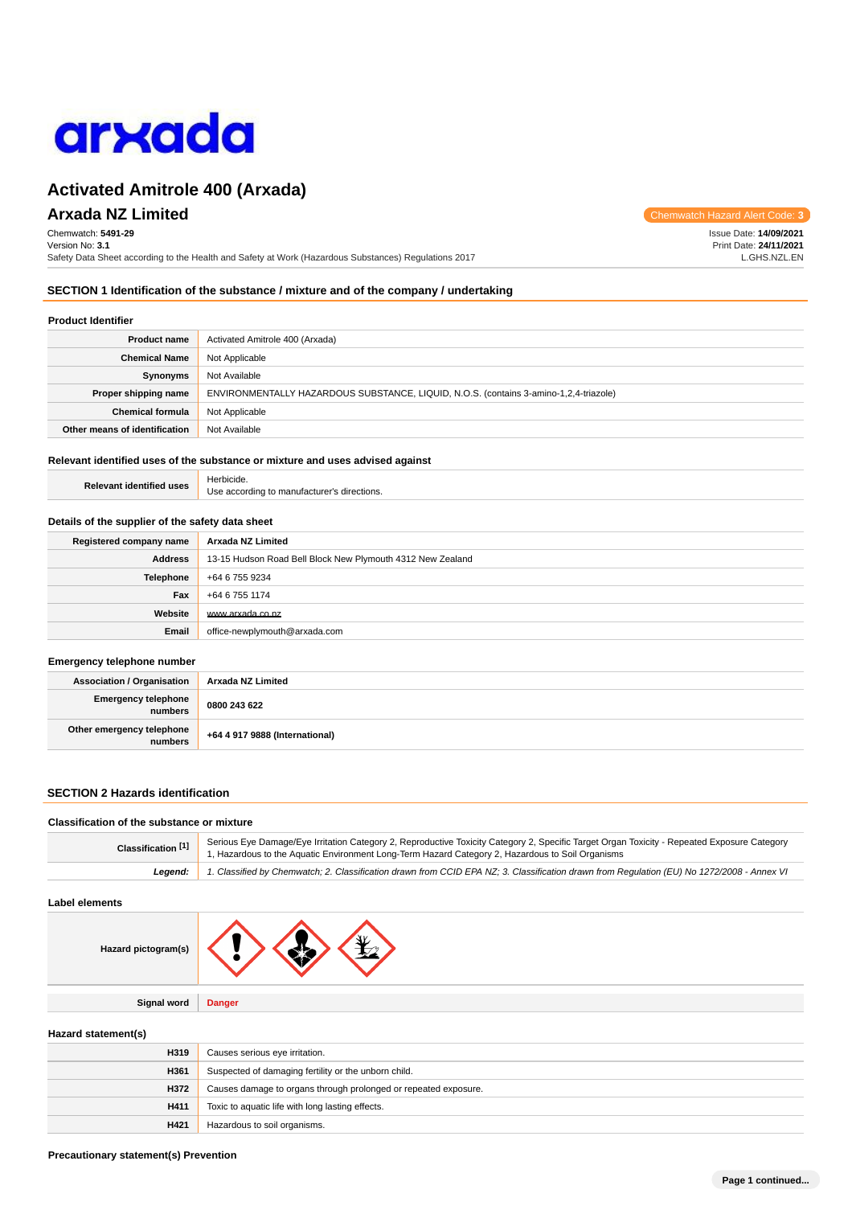# Activated Amitrole 400 (Arxada)

## Arxada NZ Limited

Chemwatch Hazard Alert Code: **3**

Chemwatch: **5491-29**
Version No: **3.1**
Safety Data Sheet according to the Health and Safety at Work (Hazardous Substances) Regulations 2017

Issue Date: **14/09/2021**
Print Date: **24/11/2021**
L.GHS.NZL.EN

## SECTION 1 Identification of the substance / mixture and of the company / undertaking

### Product Identifier

| | |
|---|---|
| **Product name** | Activated Amitrole 400 (Arxada) |
| **Chemical Name** | Not Applicable |
| **Synonyms** | Not Available |
| **Proper shipping name** | ENVIRONMENTALLY HAZARDOUS SUBSTANCE, LIQUID, N.O.S. (contains 3-amino-1,2,4-triazole) |
| **Chemical formula** | Not Applicable |
| **Other means of identification** | Not Available |

### Relevant identified uses of the substance or mixture and uses advised against

| | |
|---|---|
| **Relevant identified uses** | Herbicide.<br>Use according to manufacturer's directions. |

### Details of the supplier of the safety data sheet

| | |
|---|---|
| **Registered company name** | **Arxada NZ Limited** |
| **Address** | 13-15 Hudson Road Bell Block New Plymouth 4312 New Zealand |
| **Telephone** | +64 6 755 9234 |
| **Fax** | +64 6 755 1174 |
| **Website** | www.arxada.co.nz |
| **Email** | office-newplymouth@arxada.com |

### Emergency telephone number

| | |
|---|---|
| **Association / Organisation** | **Arxada NZ Limited** |
| **Emergency telephone numbers** | **0800 243 622** |
| **Other emergency telephone numbers** | **+64 4 917 9888 (International)** |

## SECTION 2 Hazards identification

### Classification of the substance or mixture

| | |
|---|---|
| **Classification [1]** | Serious Eye Damage/Eye Irritation Category 2, Reproductive Toxicity Category 2, Specific Target Organ Toxicity - Repeated Exposure Category 1, Hazardous to the Aquatic Environment Long-Term Hazard Category 2, Hazardous to Soil Organisms |
| ***Legend:*** | *1. Classified by Chemwatch; 2. Classification drawn from CCID EPA NZ; 3. Classification drawn from Regulation (EU) No 1272/2008 - Annex VI* |

### Label elements

| | |
|---|---|
| **Hazard pictogram(s)** | |
| **Signal word** | **Danger** |

### Hazard statement(s)

| | |
|---|---|
| **H319** | Causes serious eye irritation. |
| **H361** | Suspected of damaging fertility or the unborn child. |
| **H372** | Causes damage to organs through prolonged or repeated exposure. |
| **H411** | Toxic to aquatic life with long lasting effects. |
| **H421** | Hazardous to soil organisms. |

### Precautionary statement(s) Prevention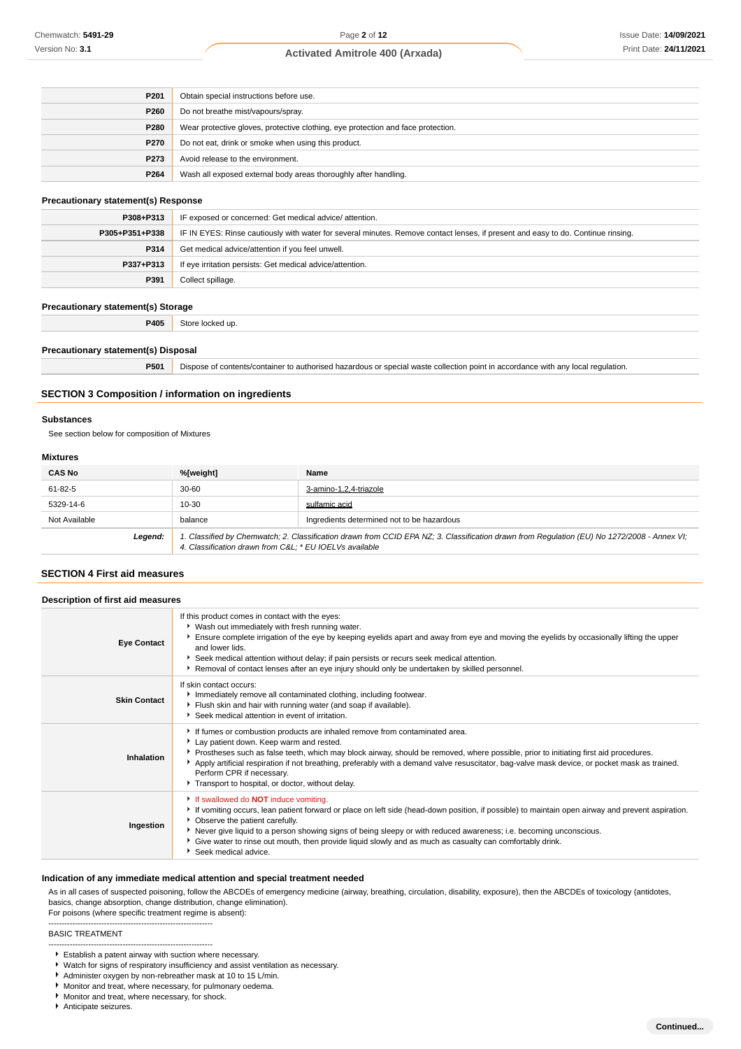| | |
|---|---|
| **P201** | Obtain special instructions before use. |
| **P260** | Do not breathe mist/vapours/spray. |
| **P280** | Wear protective gloves, protective clothing, eye protection and face protection. |
| **P270** | Do not eat, drink or smoke when using this product. |
| **P273** | Avoid release to the environment. |
| **P264** | Wash all exposed external body areas thoroughly after handling. |

### Precautionary statement(s) Response

| | |
|---|---|
| **P308+P313** | IF exposed or concerned: Get medical advice/ attention. |
| **P305+P351+P338** | IF IN EYES: Rinse cautiously with water for several minutes. Remove contact lenses, if present and easy to do. Continue rinsing. |
| **P314** | Get medical advice/attention if you feel unwell. |
| **P337+P313** | If eye irritation persists: Get medical advice/attention. |
| **P391** | Collect spillage. |

### Precautionary statement(s) Storage

| | |
|---|---|
| **P405** | Store locked up. |

### Precautionary statement(s) Disposal

| | |
|---|---|
| **P501** | Dispose of contents/container to authorised hazardous or special waste collection point in accordance with any local regulation. |

## SECTION 3 Composition / information on ingredients

### Substances

See section below for composition of Mixtures

### Mixtures

| CAS No | %[weight] | Name |
|---|---|---|
| 61-82-5 | 30-60 | 3-amino-1,2,4-triazole |
| 5329-14-6 | 10-30 | sulfamic acid |
| Not Available | balance | Ingredients determined not to be hazardous |
| ***Legend:*** | *1. Classified by Chemwatch; 2. Classification drawn from CCID EPA NZ; 3. Classification drawn from Regulation (EU) No 1272/2008 - Annex VI; 4. Classification drawn from C&L; * EU IOELVs available* | |

## SECTION 4 First aid measures

### Description of first aid measures

| | |
|---|---|
| **Eye Contact** | If this product comes in contact with the eyes:<br>- Wash out immediately with fresh running water.<br>- Ensure complete irrigation of the eye by keeping eyelids apart and away from eye and moving the eyelids by occasionally lifting the upper and lower lids.<br>- Seek medical attention without delay; if pain persists or recurs seek medical attention.<br>- Removal of contact lenses after an eye injury should only be undertaken by skilled personnel. |
| **Skin Contact** | If skin contact occurs:<br>- Immediately remove all contaminated clothing, including footwear.<br>- Flush skin and hair with running water (and soap if available).<br>- Seek medical attention in event of irritation. |
| **Inhalation** | - If fumes or combustion products are inhaled remove from contaminated area.<br>- Lay patient down. Keep warm and rested.<br>- Prostheses such as false teeth, which may block airway, should be removed, where possible, prior to initiating first aid procedures.<br>- Apply artificial respiration if not breathing, preferably with a demand valve resuscitator, bag-valve mask device, or pocket mask as trained. Perform CPR if necessary.<br>- Transport to hospital, or doctor, without delay. |
| **Ingestion** | - If swallowed do **NOT** induce vomiting.<br>- If vomiting occurs, lean patient forward or place on left side (head-down position, if possible) to maintain open airway and prevent aspiration.<br>- Observe the patient carefully.<br>- Never give liquid to a person showing signs of being sleepy or with reduced awareness; i.e. becoming unconscious.<br>- Give water to rinse out mouth, then provide liquid slowly and as much as casualty can comfortably drink.<br>- Seek medical advice. |

### Indication of any immediate medical attention and special treatment needed

As in all cases of suspected poisoning, follow the ABCDEs of emergency medicine (airway, breathing, circulation, disability, exposure), then the ABCDEs of toxicology (antidotes, basics, change absorption, change distribution, change elimination).
For poisons (where specific treatment regime is absent):

--------------------------------------------------------------
BASIC TREATMENT
--------------------------------------------------------------

- Establish a patent airway with suction where necessary.
- Watch for signs of respiratory insufficiency and assist ventilation as necessary.
- Administer oxygen by non-rebreather mask at 10 to 15 L/min.
- Monitor and treat, where necessary, for pulmonary oedema.
- Monitor and treat, where necessary, for shock.
- Anticipate seizures.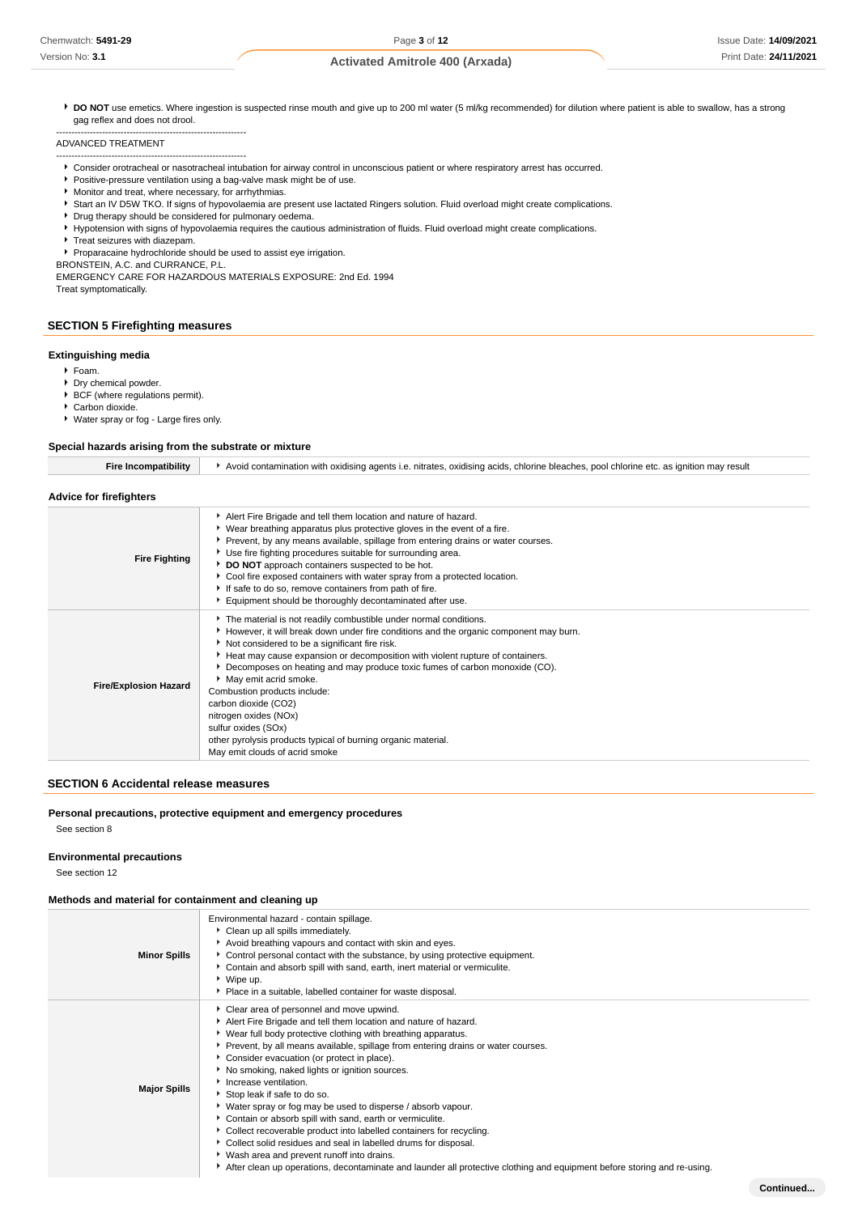- **DO NOT** use emetics. Where ingestion is suspected rinse mouth and give up to 200 ml water (5 ml/kg recommended) for dilution where patient is able to swallow, has a strong gag reflex and does not drool.

--------------------------------------------------------------

ADVANCED TREATMENT

--------------------------------------------------------------

- Consider orotracheal or nasotracheal intubation for airway control in unconscious patient or where respiratory arrest has occurred.
- Positive-pressure ventilation using a bag-valve mask might be of use.
- Monitor and treat, where necessary, for arrhythmias.
- Start an IV D5W TKO. If signs of hypovolaemia are present use lactated Ringers solution. Fluid overload might create complications.
- Drug therapy should be considered for pulmonary oedema.
- Hypotension with signs of hypovolaemia requires the cautious administration of fluids. Fluid overload might create complications.
- Treat seizures with diazepam.
- Proparacaine hydrochloride should be used to assist eye irrigation.

BRONSTEIN, A.C. and CURRANCE, P.L.
EMERGENCY CARE FOR HAZARDOUS MATERIALS EXPOSURE: 2nd Ed. 1994
Treat symptomatically.

## SECTION 5 Firefighting measures

### Extinguishing media

- Foam.
- Dry chemical powder.
- BCF (where regulations permit).
- Carbon dioxide.
- Water spray or fog - Large fires only.

### Special hazards arising from the substrate or mixture

| | |
|---|---|
| **Fire Incompatibility** | Avoid contamination with oxidising agents i.e. nitrates, oxidising acids, chlorine bleaches, pool chlorine etc. as ignition may result |

### Advice for firefighters

| | |
|---|---|
| **Fire Fighting** | - Alert Fire Brigade and tell them location and nature of hazard.<br>- Wear breathing apparatus plus protective gloves in the event of a fire.<br>- Prevent, by any means available, spillage from entering drains or water courses.<br>- Use fire fighting procedures suitable for surrounding area.<br>- **DO NOT** approach containers suspected to be hot.<br>- Cool fire exposed containers with water spray from a protected location.<br>- If safe to do so, remove containers from path of fire.<br>- Equipment should be thoroughly decontaminated after use. |
| **Fire/Explosion Hazard** | - The material is not readily combustible under normal conditions.<br>- However, it will break down under fire conditions and the organic component may burn.<br>- Not considered to be a significant fire risk.<br>- Heat may cause expansion or decomposition with violent rupture of containers.<br>- Decomposes on heating and may produce toxic fumes of carbon monoxide (CO).<br>- May emit acrid smoke.<br>Combustion products include:<br>carbon dioxide ($CO_2$)<br>nitrogen oxides ($NO_x$)<br>sulfur oxides ($SO_x$)<br>other pyrolysis products typical of burning organic material.<br>May emit clouds of acrid smoke |

## SECTION 6 Accidental release measures

### Personal precautions, protective equipment and emergency procedures

See section 8

### Environmental precautions

See section 12

### Methods and material for containment and cleaning up

| | |
|---|---|
| **Minor Spills** | Environmental hazard - contain spillage.<br>- Clean up all spills immediately.<br>- Avoid breathing vapours and contact with skin and eyes.<br>- Control personal contact with the substance, by using protective equipment.<br>- Contain and absorb spill with sand, earth, inert material or vermiculite.<br>- Wipe up.<br>- Place in a suitable, labelled container for waste disposal. |
| **Major Spills** | - Clear area of personnel and move upwind.<br>- Alert Fire Brigade and tell them location and nature of hazard.<br>- Wear full body protective clothing with breathing apparatus.<br>- Prevent, by all means available, spillage from entering drains or water courses.<br>- Consider evacuation (or protect in place).<br>- No smoking, naked lights or ignition sources.<br>- Increase ventilation.<br>- Stop leak if safe to do so.<br>- Water spray or fog may be used to disperse / absorb vapour.<br>- Contain or absorb spill with sand, earth or vermiculite.<br>- Collect recoverable product into labelled containers for recycling.<br>- Collect solid residues and seal in labelled drums for disposal.<br>- Wash area and prevent runoff into drains.<br>- After clean up operations, decontaminate and launder all protective clothing and equipment before storing and re-using. |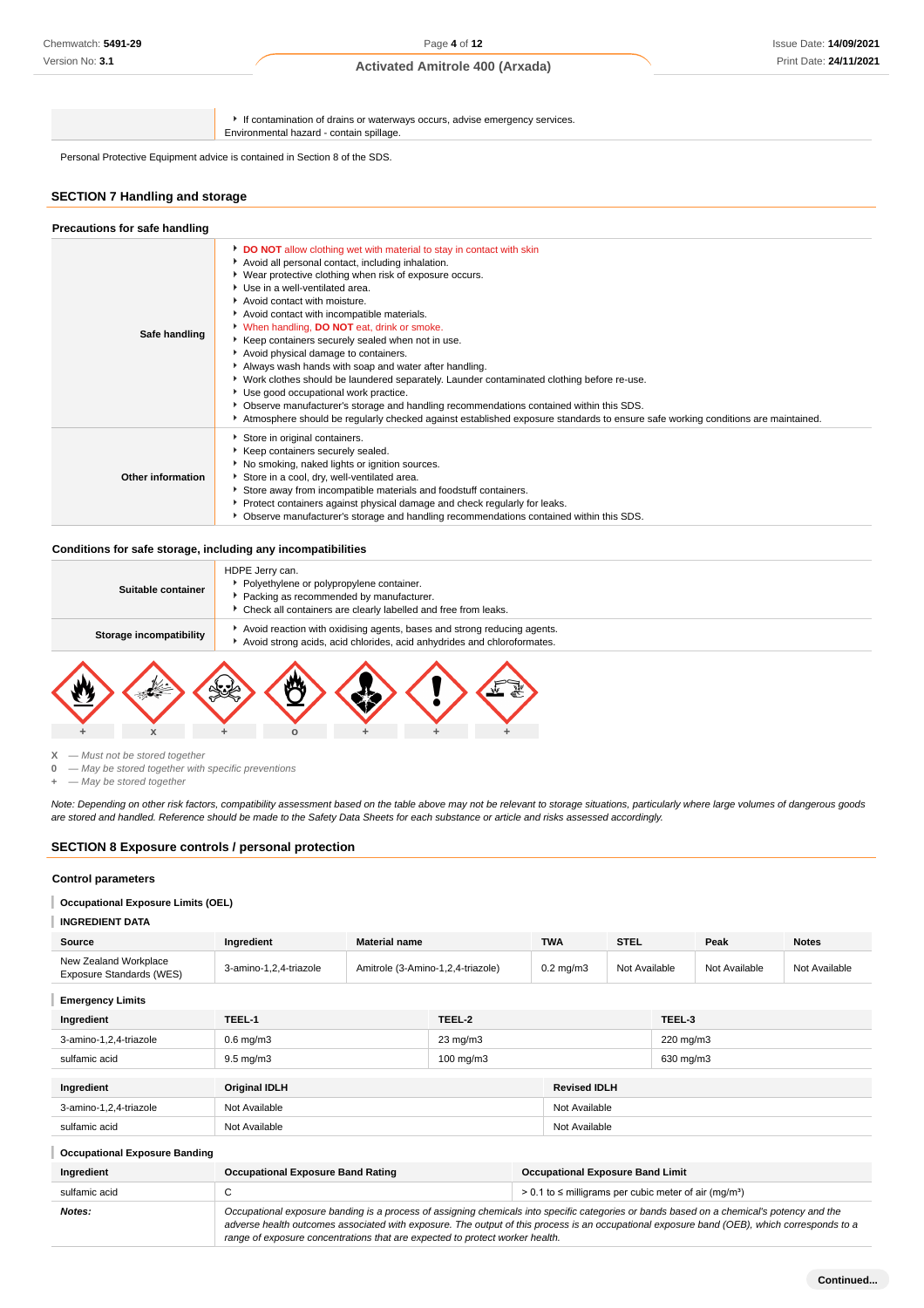| | |
|---|---|
| | ▸ If contamination of drains or waterways occurs, advise emergency services.<br>Environmental hazard - contain spillage. |

Personal Protective Equipment advice is contained in Section 8 of the SDS.

## SECTION 7 Handling and storage

### Precautions for safe handling

| | |
|---|---|
| **Safe handling** | ▸ **DO NOT** allow clothing wet with material to stay in contact with skin<br>▸ Avoid all personal contact, including inhalation.<br>▸ Wear protective clothing when risk of exposure occurs.<br>▸ Use in a well-ventilated area.<br>▸ Avoid contact with moisture.<br>▸ Avoid contact with incompatible materials.<br>▸ When handling, **DO NOT** eat, drink or smoke.<br>▸ Keep containers securely sealed when not in use.<br>▸ Avoid physical damage to containers.<br>▸ Always wash hands with soap and water after handling.<br>▸ Work clothes should be laundered separately. Launder contaminated clothing before re-use.<br>▸ Use good occupational work practice.<br>▸ Observe manufacturer's storage and handling recommendations contained within this SDS.<br>▸ Atmosphere should be regularly checked against established exposure standards to ensure safe working conditions are maintained. |
| **Other information** | ▸ Store in original containers.<br>▸ Keep containers securely sealed.<br>▸ No smoking, naked lights or ignition sources.<br>▸ Store in a cool, dry, well-ventilated area.<br>▸ Store away from incompatible materials and foodstuff containers.<br>▸ Protect containers against physical damage and check regularly for leaks.<br>▸ Observe manufacturer's storage and handling recommendations contained within this SDS. |

### Conditions for safe storage, including any incompatibilities

| | |
|---|---|
| **Suitable container** | HDPE Jerry can.<br>▸ Polyethylene or polypropylene container.<br>▸ Packing as recommended by manufacturer.<br>▸ Check all containers are clearly labelled and free from leaks. |
| **Storage incompatibility** | ▸ Avoid reaction with oxidising agents, bases and strong reducing agents.<br>▸ Avoid strong acids, acid chlorides, acid anhydrides and chloroformates. |

| Flammable | Explosive | Toxic | Oxidising | Health hazard | Exclamation | Corrosive |
|---|---|---|---|---|---|---|
| + | X | + | O | + | + | + |

X — *Must not be stored together*
0 — *May be stored together with specific preventions*
\+ — *May be stored together*

*Note: Depending on other risk factors, compatibility assessment based on the table above may not be relevant to storage situations, particularly where large volumes of dangerous goods are stored and handled. Reference should be made to the Safety Data Sheets for each substance or article and risks assessed accordingly.*

## SECTION 8 Exposure controls / personal protection

### Control parameters

#### Occupational Exposure Limits (OEL)

**INGREDIENT DATA**

| Source | Ingredient | Material name | TWA | STEL | Peak | Notes |
|---|---|---|---|---|---|---|
| New Zealand Workplace Exposure Standards (WES) | 3-amino-1,2,4-triazole | Amitrole (3-Amino-1,2,4-triazole) | 0.2 mg/m3 | Not Available | Not Available | Not Available |

#### Emergency Limits

| Ingredient | TEEL-1 | TEEL-2 | TEEL-3 |
|---|---|---|---|
| 3-amino-1,2,4-triazole | 0.6 mg/m3 | 23 mg/m3 | 220 mg/m3 |
| sulfamic acid | 9.5 mg/m3 | 100 mg/m3 | 630 mg/m3 |

| Ingredient | Original IDLH | Revised IDLH |
|---|---|---|
| 3-amino-1,2,4-triazole | Not Available | Not Available |
| sulfamic acid | Not Available | Not Available |

#### Occupational Exposure Banding

| Ingredient | Occupational Exposure Band Rating | Occupational Exposure Band Limit |
|---|---|---|
| sulfamic acid | C | > 0.1 to ≤ milligrams per cubic meter of air (mg/m³) |
| ***Notes:*** | *Occupational exposure banding is a process of assigning chemicals into specific categories or bands based on a chemical's potency and the adverse health outcomes associated with exposure. The output of this process is an occupational exposure band (OEB), which corresponds to a range of exposure concentrations that are expected to protect worker health.* | |

**Continued...**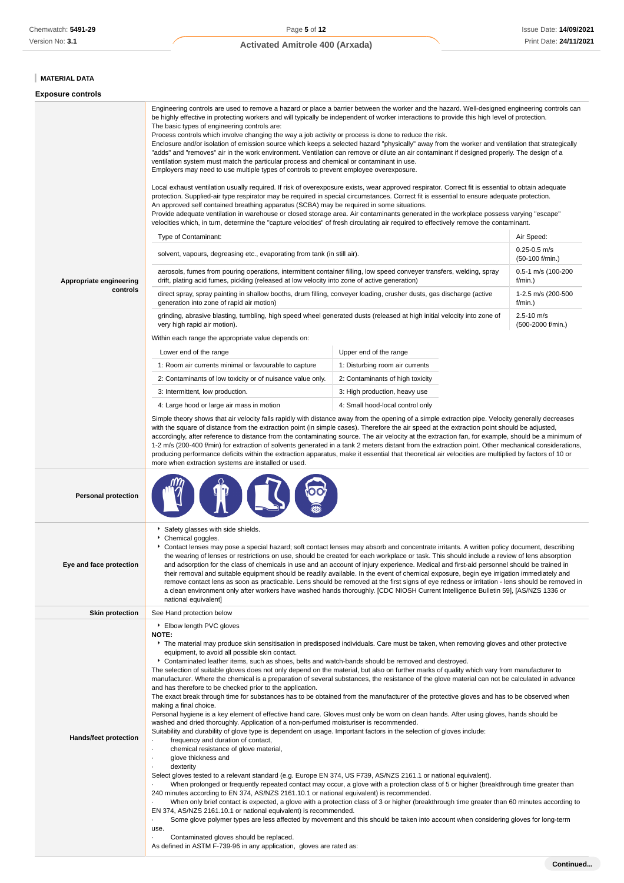## MATERIAL DATA

### Exposure controls

**Appropriate engineering controls**

Engineering controls are used to remove a hazard or place a barrier between the worker and the hazard. Well-designed engineering controls can be highly effective in protecting workers and will typically be independent of worker interactions to provide this high level of protection.
The basic types of engineering controls are:
Process controls which involve changing the way a job activity or process is done to reduce the risk.
Enclosure and/or isolation of emission source which keeps a selected hazard "physically" away from the worker and ventilation that strategically "adds" and "removes" air in the work environment. Ventilation can remove or dilute an air contaminant if designed properly. The design of a ventilation system must match the particular process and chemical or contaminant in use.
Employers may need to use multiple types of controls to prevent employee overexposure.

Local exhaust ventilation usually required. If risk of overexposure exists, wear approved respirator. Correct fit is essential to obtain adequate protection. Supplied-air type respirator may be required in special circumstances. Correct fit is essential to ensure adequate protection.
An approved self contained breathing apparatus (SCBA) may be required in some situations.
Provide adequate ventilation in warehouse or closed storage area. Air contaminants generated in the workplace possess varying "escape" velocities which, in turn, determine the "capture velocities" of fresh circulating air required to effectively remove the contaminant.

| Type of Contaminant: | Air Speed: |
|---|---|
| solvent, vapours, degreasing etc., evaporating from tank (in still air). | 0.25-0.5 m/s (50-100 f/min.) |
| aerosols, fumes from pouring operations, intermittent container filling, low speed conveyer transfers, welding, spray drift, plating acid fumes, pickling (released at low velocity into zone of active generation) | 0.5-1 m/s (100-200 f/min.) |
| direct spray, spray painting in shallow booths, drum filling, conveyer loading, crusher dusts, gas discharge (active generation into zone of rapid air motion) | 1-2.5 m/s (200-500 f/min.) |
| grinding, abrasive blasting, tumbling, high speed wheel generated dusts (released at high initial velocity into zone of very high rapid air motion). | 2.5-10 m/s (500-2000 f/min.) |

Within each range the appropriate value depends on:

| Lower end of the range | Upper end of the range |
|---|---|
| 1: Room air currents minimal or favourable to capture | 1: Disturbing room air currents |
| 2: Contaminants of low toxicity or of nuisance value only. | 2: Contaminants of high toxicity |
| 3: Intermittent, low production. | 3: High production, heavy use |
| 4: Large hood or large air mass in motion | 4: Small hood-local control only |

Simple theory shows that air velocity falls rapidly with distance away from the opening of a simple extraction pipe. Velocity generally decreases with the square of distance from the extraction point (in simple cases). Therefore the air speed at the extraction point should be adjusted, accordingly, after reference to distance from the contaminating source. The air velocity at the extraction fan, for example, should be a minimum of 1-2 m/s (200-400 f/min) for extraction of solvents generated in a tank 2 meters distant from the extraction point. Other mechanical considerations, producing performance deficits within the extraction apparatus, make it essential that theoretical air velocities are multiplied by factors of 10 or more when extraction systems are installed or used.

**Personal protection**

**Eye and face protection**

- Safety glasses with side shields.
- Chemical goggles.
- Contact lenses may pose a special hazard; soft contact lenses may absorb and concentrate irritants. A written policy document, describing the wearing of lenses or restrictions on use, should be created for each workplace or task. This should include a review of lens absorption and adsorption for the class of chemicals in use and an account of injury experience. Medical and first-aid personnel should be trained in their removal and suitable equipment should be readily available. In the event of chemical exposure, begin eye irrigation immediately and remove contact lens as soon as practicable. Lens should be removed at the first signs of eye redness or irritation - lens should be removed in a clean environment only after workers have washed hands thoroughly. [CDC NIOSH Current Intelligence Bulletin 59], [AS/NZS 1336 or national equivalent]

**Skin protection**

See Hand protection below

**Hands/feet protection**

- Elbow length PVC gloves

**NOTE:**

- The material may produce skin sensitisation in predisposed individuals. Care must be taken, when removing gloves and other protective equipment, to avoid all possible skin contact.
- Contaminated leather items, such as shoes, belts and watch-bands should be removed and destroyed.

The selection of suitable gloves does not only depend on the material, but also on further marks of quality which vary from manufacturer to manufacturer. Where the chemical is a preparation of several substances, the resistance of the glove material can not be calculated in advance and has therefore to be checked prior to the application.
The exact break through time for substances has to be obtained from the manufacturer of the protective gloves and has to be observed when making a final choice.
Personal hygiene is a key element of effective hand care. Gloves must only be worn on clean hands. After using gloves, hands should be washed and dried thoroughly. Application of a non-perfumed moisturiser is recommended.
Suitability and durability of glove type is dependent on usage. Important factors in the selection of gloves include:
· frequency and duration of contact,
· chemical resistance of glove material,
· glove thickness and
· dexterity
Select gloves tested to a relevant standard (e.g. Europe EN 374, US F739, AS/NZS 2161.1 or national equivalent).
· When prolonged or frequently repeated contact may occur, a glove with a protection class of 5 or higher (breakthrough time greater than 240 minutes according to EN 374, AS/NZS 2161.10.1 or national equivalent) is recommended.
· When only brief contact is expected, a glove with a protection class of 3 or higher (breakthrough time greater than 60 minutes according to EN 374, AS/NZS 2161.10.1 or national equivalent) is recommended.
· Some glove polymer types are less affected by movement and this should be taken into account when considering gloves for long-term use.
· Contaminated gloves should be replaced.
As defined in ASTM F-739-96 in any application, gloves are rated as: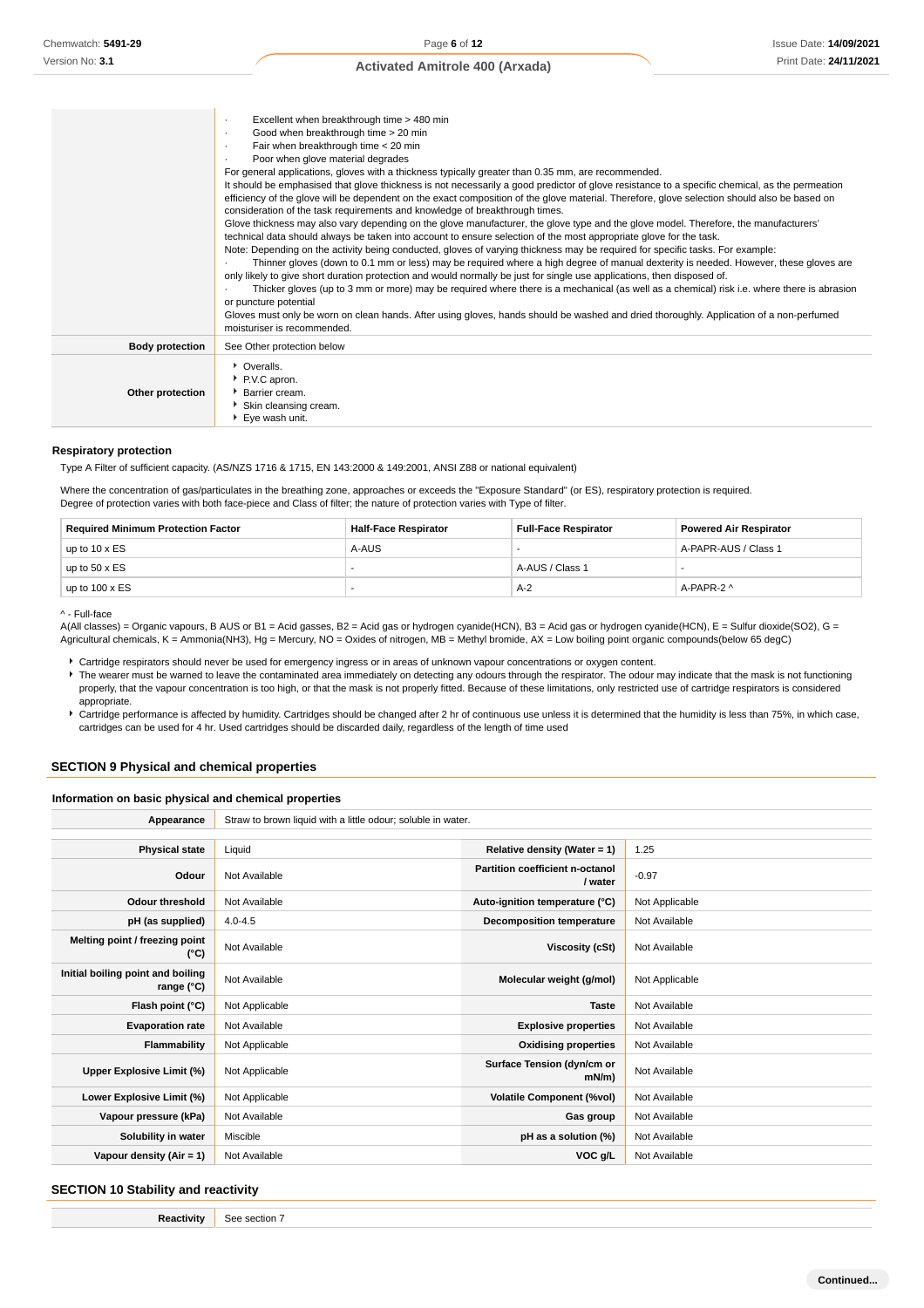| | |
|---|---|
| | · Excellent when breakthrough time > 480 min<br>· Good when breakthrough time > 20 min<br>· Fair when breakthrough time < 20 min<br>· Poor when glove material degrades<br>For general applications, gloves with a thickness typically greater than 0.35 mm, are recommended.<br>It should be emphasised that glove thickness is not necessarily a good predictor of glove resistance to a specific chemical, as the permeation efficiency of the glove will be dependent on the exact composition of the glove material. Therefore, glove selection should also be based on consideration of the task requirements and knowledge of breakthrough times.<br>Glove thickness may also vary depending on the glove manufacturer, the glove type and the glove model. Therefore, the manufacturers' technical data should always be taken into account to ensure selection of the most appropriate glove for the task.<br>Note: Depending on the activity being conducted, gloves of varying thickness may be required for specific tasks. For example:<br>· Thinner gloves (down to 0.1 mm or less) may be required where a high degree of manual dexterity is needed. However, these gloves are only likely to give short duration protection and would normally be just for single use applications, then disposed of.<br>· Thicker gloves (up to 3 mm or more) may be required where there is a mechanical (as well as a chemical) risk i.e. where there is abrasion or puncture potential<br>Gloves must only be worn on clean hands. After using gloves, hands should be washed and dried thoroughly. Application of a non-perfumed moisturiser is recommended. |
| **Body protection** | See Other protection below |
| **Other protection** | ‣ Overalls.<br>‣ P.V.C apron.<br>‣ Barrier cream.<br>‣ Skin cleansing cream.<br>‣ Eye wash unit. |

### Respiratory protection

Type A Filter of sufficient capacity. (AS/NZS 1716 & 1715, EN 143:2000 & 149:2001, ANSI Z88 or national equivalent)

Where the concentration of gas/particulates in the breathing zone, approaches or exceeds the "Exposure Standard" (or ES), respiratory protection is required.
Degree of protection varies with both face-piece and Class of filter; the nature of protection varies with Type of filter.

| Required Minimum Protection Factor | Half-Face Respirator | Full-Face Respirator | Powered Air Respirator |
|---|---|---|---|
| up to 10 x ES | A-AUS | - | A-PAPR-AUS / Class 1 |
| up to 50 x ES | - | A-AUS / Class 1 | - |
| up to 100 x ES | - | A-2 | A-PAPR-2 ^ |

^ - Full-face

A(All classes) = Organic vapours, B AUS or B1 = Acid gasses, B2 = Acid gas or hydrogen cyanide(HCN), B3 = Acid gas or hydrogen cyanide(HCN), E = Sulfur dioxide($SO_2$), G = Agricultural chemicals, K = Ammonia($NH_3$), Hg = Mercury, NO = Oxides of nitrogen, MB = Methyl bromide, AX = Low boiling point organic compounds(below 65 degC)

- Cartridge respirators should never be used for emergency ingress or in areas of unknown vapour concentrations or oxygen content.
- The wearer must be warned to leave the contaminated area immediately on detecting any odours through the respirator. The odour may indicate that the mask is not functioning properly, that the vapour concentration is too high, or that the mask is not properly fitted. Because of these limitations, only restricted use of cartridge respirators is considered appropriate.
- Cartridge performance is affected by humidity. Cartridges should be changed after 2 hr of continuous use unless it is determined that the humidity is less than 75%, in which case, cartridges can be used for 4 hr. Used cartridges should be discarded daily, regardless of the length of time used

## SECTION 9 Physical and chemical properties

### Information on basic physical and chemical properties

| **Appearance** | Straw to brown liquid with a little odour; soluble in water. | | |
|---|---|---|---|
| **Physical state** | Liquid | **Relative density (Water = 1)** | 1.25 |
| **Odour** | Not Available | **Partition coefficient n-octanol / water** | -0.97 |
| **Odour threshold** | Not Available | **Auto-ignition temperature (°C)** | Not Applicable |
| **pH (as supplied)** | 4.0-4.5 | **Decomposition temperature** | Not Available |
| **Melting point / freezing point (°C)** | Not Available | **Viscosity (cSt)** | Not Available |
| **Initial boiling point and boiling range (°C)** | Not Available | **Molecular weight (g/mol)** | Not Applicable |
| **Flash point (°C)** | Not Applicable | **Taste** | Not Available |
| **Evaporation rate** | Not Available | **Explosive properties** | Not Available |
| **Flammability** | Not Applicable | **Oxidising properties** | Not Available |
| **Upper Explosive Limit (%)** | Not Applicable | **Surface Tension (dyn/cm or mN/m)** | Not Available |
| **Lower Explosive Limit (%)** | Not Applicable | **Volatile Component (%vol)** | Not Available |
| **Vapour pressure (kPa)** | Not Available | **Gas group** | Not Available |
| **Solubility in water** | Miscible | **pH as a solution (%)** | Not Available |
| **Vapour density (Air = 1)** | Not Available | **VOC g/L** | Not Available |

## SECTION 10 Stability and reactivity

| | |
|---|---|
| **Reactivity** | See section 7 |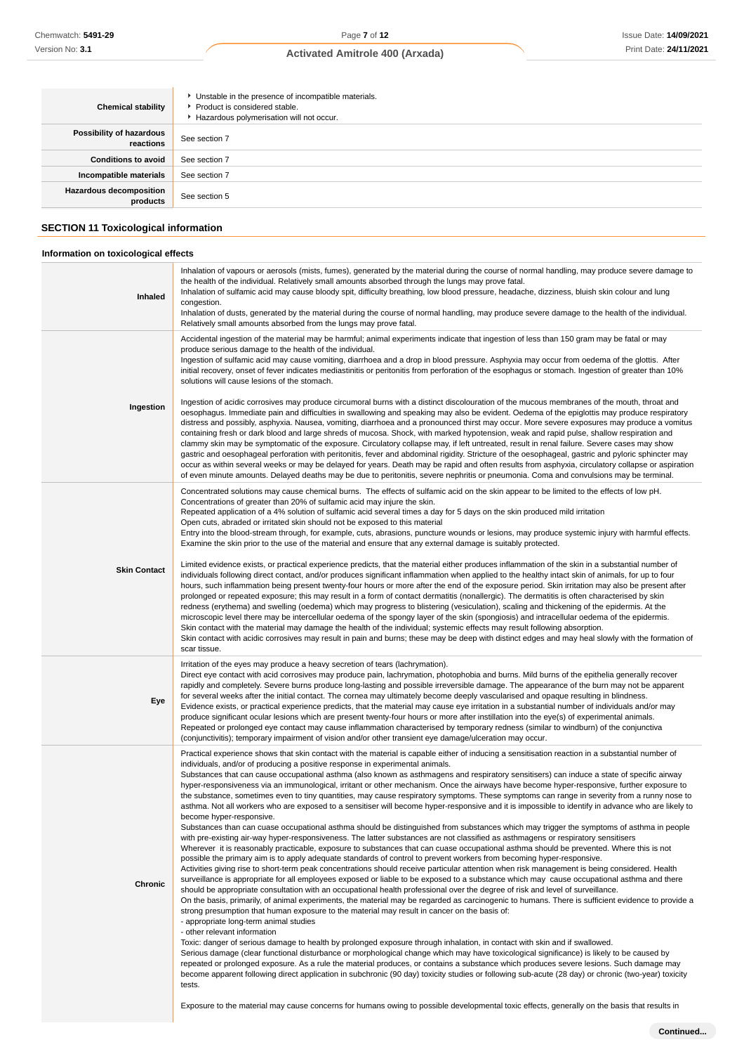| | |
|---|---|
| **Chemical stability** | ▸ Unstable in the presence of incompatible materials.<br>▸ Product is considered stable.<br>▸ Hazardous polymerisation will not occur. |
| **Possibility of hazardous reactions** | See section 7 |
| **Conditions to avoid** | See section 7 |
| **Incompatible materials** | See section 7 |
| **Hazardous decomposition products** | See section 5 |

## SECTION 11 Toxicological information

### Information on toxicological effects

| | |
|---|---|
| **Inhaled** | Inhalation of vapours or aerosols (mists, fumes), generated by the material during the course of normal handling, may produce severe damage to the health of the individual. Relatively small amounts absorbed through the lungs may prove fatal.<br>Inhalation of sulfamic acid may cause bloody spit, difficulty breathing, low blood pressure, headache, dizziness, bluish skin colour and lung congestion.<br>Inhalation of dusts, generated by the material during the course of normal handling, may produce severe damage to the health of the individual. Relatively small amounts absorbed from the lungs may prove fatal. |
| **Ingestion** | Accidental ingestion of the material may be harmful; animal experiments indicate that ingestion of less than 150 gram may be fatal or may produce serious damage to the health of the individual.<br>Ingestion of sulfamic acid may cause vomiting, diarrhoea and a drop in blood pressure. Asphyxia may occur from oedema of the glottis. After initial recovery, onset of fever indicates mediastinitis or peritonitis from perforation of the esophagus or stomach. Ingestion of greater than 10% solutions will cause lesions of the stomach.<br><br>Ingestion of acidic corrosives may produce circumoral burns with a distinct discolouration of the mucous membranes of the mouth, throat and oesophagus. Immediate pain and difficulties in swallowing and speaking may also be evident. Oedema of the epiglottis may produce respiratory distress and possibly, asphyxia. Nausea, vomiting, diarrhoea and a pronounced thirst may occur. More severe exposures may produce a vomitus containing fresh or dark blood and large shreds of mucosa. Shock, with marked hypotension, weak and rapid pulse, shallow respiration and clammy skin may be symptomatic of the exposure. Circulatory collapse may, if left untreated, result in renal failure. Severe cases may show gastric and oesophageal perforation with peritonitis, fever and abdominal rigidity. Stricture of the oesophageal, gastric and pyloric sphincter may occur as within several weeks or may be delayed for years. Death may be rapid and often results from asphyxia, circulatory collapse or aspiration of even minute amounts. Delayed deaths may be due to peritonitis, severe nephritis or pneumonia. Coma and convulsions may be terminal. |
| **Skin Contact** | Concentrated solutions may cause chemical burns. The effects of sulfamic acid on the skin appear to be limited to the effects of low pH. Concentrations of greater than 20% of sulfamic acid may injure the skin.<br>Repeated application of a 4% solution of sulfamic acid several times a day for 5 days on the skin produced mild irritation<br>Open cuts, abraded or irritated skin should not be exposed to this material<br>Entry into the blood-stream through, for example, cuts, abrasions, puncture wounds or lesions, may produce systemic injury with harmful effects. Examine the skin prior to the use of the material and ensure that any external damage is suitably protected.<br><br>Limited evidence exists, or practical experience predicts, that the material either produces inflammation of the skin in a substantial number of individuals following direct contact, and/or produces significant inflammation when applied to the healthy intact skin of animals, for up to four hours, such inflammation being present twenty-four hours or more after the end of the exposure period. Skin irritation may also be present after prolonged or repeated exposure; this may result in a form of contact dermatitis (nonallergic). The dermatitis is often characterised by skin redness (erythema) and swelling (oedema) which may progress to blistering (vesiculation), scaling and thickening of the epidermis. At the microscopic level there may be intercellular oedema of the spongy layer of the skin (spongiosis) and intracellular oedema of the epidermis.<br>Skin contact with the material may damage the health of the individual; systemic effects may result following absorption.<br>Skin contact with acidic corrosives may result in pain and burns; these may be deep with distinct edges and may heal slowly with the formation of scar tissue. |
| **Eye** | Irritation of the eyes may produce a heavy secretion of tears (lachrymation).<br>Direct eye contact with acid corrosives may produce pain, lachrymation, photophobia and burns. Mild burns of the epithelia generally recover rapidly and completely. Severe burns produce long-lasting and possible irreversible damage. The appearance of the burn may not be apparent for several weeks after the initial contact. The cornea may ultimately become deeply vascularised and opaque resulting in blindness.<br>Evidence exists, or practical experience predicts, that the material may cause eye irritation in a substantial number of individuals and/or may produce significant ocular lesions which are present twenty-four hours or more after instillation into the eye(s) of experimental animals.<br>Repeated or prolonged eye contact may cause inflammation characterised by temporary redness (similar to windburn) of the conjunctiva (conjunctivitis); temporary impairment of vision and/or other transient eye damage/ulceration may occur. |
| **Chronic** | Practical experience shows that skin contact with the material is capable either of inducing a sensitisation reaction in a substantial number of individuals, and/or of producing a positive response in experimental animals.<br>Substances that can cause occupational asthma (also known as asthmagens and respiratory sensitisers) can induce a state of specific airway hyper-responsiveness via an immunological, irritant or other mechanism. Once the airways have become hyper-responsive, further exposure to the substance, sometimes even to tiny quantities, may cause respiratory symptoms. These symptoms can range in severity from a runny nose to asthma. Not all workers who are exposed to a sensitiser will become hyper-responsive and it is impossible to identify in advance who are likely to become hyper-responsive.<br>Substances than can cuase occupational asthma should be distinguished from substances which may trigger the symptoms of asthma in people with pre-existing air-way hyper-responsiveness. The latter substances are not classified as asthmagens or respiratory sensitisers<br>Wherever it is reasonably practicable, exposure to substances that can cause occupational asthma should be prevented. Where this is not possible the primary aim is to apply adequate standards of control to prevent workers from becoming hyper-responsive.<br>Activities giving rise to short-term peak concentrations should receive particular attention when risk management is being considered. Health surveillance is appropriate for all employees exposed or liable to be exposed to a substance which may cause occupational asthma and there should be appropriate consultation with an occupational health professional over the degree of risk and level of surveillance.<br>On the basis, primarily, of animal experiments, the material may be regarded as carcinogenic to humans. There is sufficient evidence to provide a strong presumption that human exposure to the material may result in cancer on the basis of:<br>- appropriate long-term animal studies<br>- other relevant information<br>Toxic: danger of serious damage to health by prolonged exposure through inhalation, in contact with skin and if swallowed.<br>Serious damage (clear functional disturbance or morphological change which may have toxicological significance) is likely to be caused by repeated or prolonged exposure. As a rule the material produces, or contains a substance which produces severe lesions. Such damage may become apparent following direct application in subchronic (90 day) toxicity studies or following sub-acute (28 day) or chronic (two-year) toxicity tests.<br><br>Exposure to the material may cause concerns for humans owing to possible developmental toxic effects, generally on the basis that results in |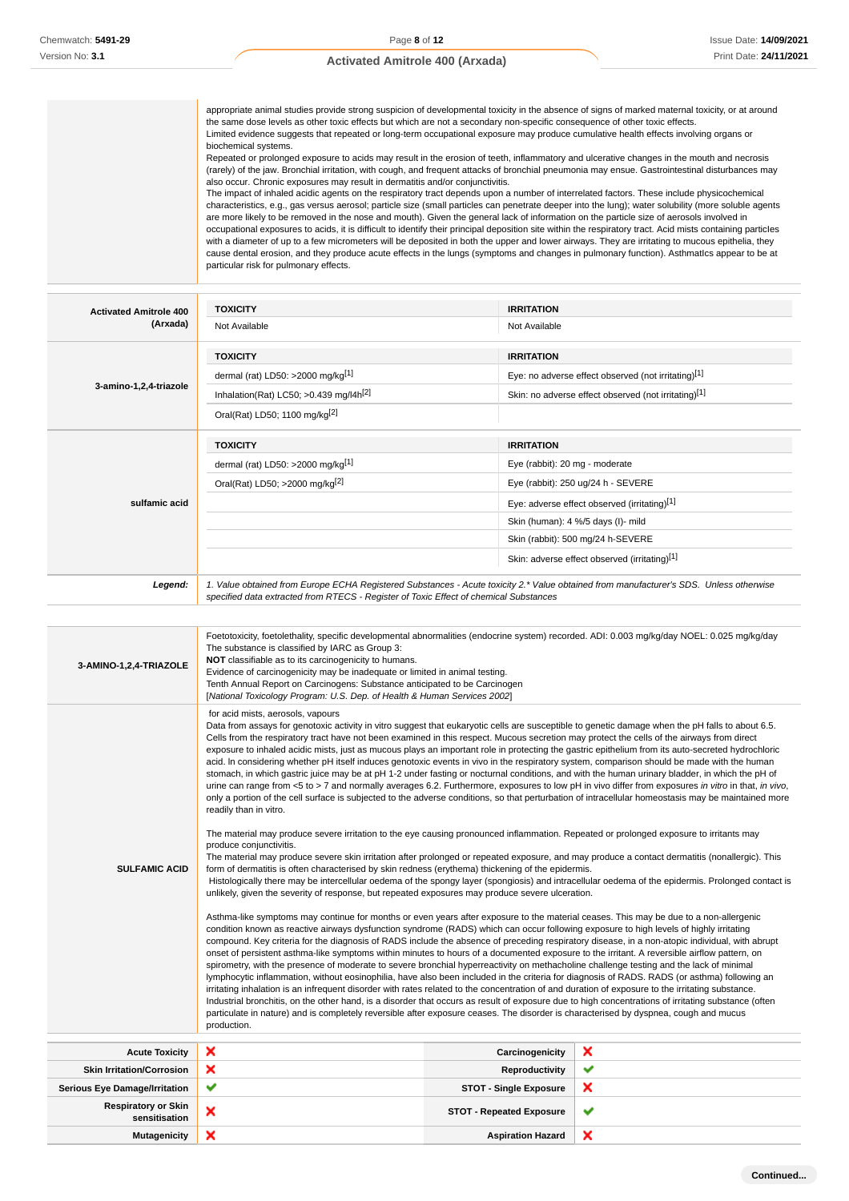| | |
|---|---|
| | appropriate animal studies provide strong suspicion of developmental toxicity in the absence of signs of marked maternal toxicity, or at around the same dose levels as other toxic effects but which are not a secondary non-specific consequence of other toxic effects.<br>Limited evidence suggests that repeated or long-term occupational exposure may produce cumulative health effects involving organs or biochemical systems.<br>Repeated or prolonged exposure to acids may result in the erosion of teeth, inflammatory and ulcerative changes in the mouth and necrosis (rarely) of the jaw. Bronchial irritation, with cough, and frequent attacks of bronchial pneumonia may ensue. Gastrointestinal disturbances may also occur. Chronic exposures may result in dermatitis and/or conjunctivitis.<br>The impact of inhaled acidic agents on the respiratory tract depends upon a number of interrelated factors. These include physicochemical characteristics, e.g., gas versus aerosol; particle size (small particles can penetrate deeper into the lung); water solubility (more soluble agents are more likely to be removed in the nose and mouth). Given the general lack of information on the particle size of aerosols involved in occupational exposures to acids, it is difficult to identify their principal deposition site within the respiratory tract. Acid mists containing particles with a diameter of up to a few micrometers will be deposited in both the upper and lower airways. They are irritating to mucous epithelia, they cause dental erosion, and they produce acute effects in the lungs (symptoms and changes in pulmonary function). Asthmatics appear to be at particular risk for pulmonary effects. |

| | TOXICITY | IRRITATION |
|---|---|---|
| **Activated Amitrole 400 (Arxada)** | Not Available | Not Available |
| **3-amino-1,2,4-triazole** | **TOXICITY** | **IRRITATION** |
| | dermal (rat) LD50: >2000 mg/kg[1] | Eye: no adverse effect observed (not irritating)[1] |
| | Inhalation(Rat) LC50; >0.439 mg/l4h[2] | Skin: no adverse effect observed (not irritating)[1] |
| | Oral(Rat) LD50; 1100 mg/kg[2] | |
| **sulfamic acid** | **TOXICITY** | **IRRITATION** |
| | dermal (rat) LD50: >2000 mg/kg[1] | Eye (rabbit): 20 mg - moderate |
| | Oral(Rat) LD50; >2000 mg/kg[2] | Eye (rabbit): 250 ug/24 h - SEVERE |
| | | Eye: adverse effect observed (irritating)[1] |
| | | Skin (human): 4 %/5 days (I)- mild |
| | | Skin (rabbit): 500 mg/24 h-SEVERE |
| | | Skin: adverse effect observed (irritating)[1] |
| ***Legend:*** | *1. Value obtained from Europe ECHA Registered Substances - Acute toxicity 2.* Value obtained from manufacturer's SDS. Unless otherwise specified data extracted from RTECS - Register of Toxic Effect of chemical Substances* | |

| | |
|---|---|
| **3-AMINO-1,2,4-TRIAZOLE** | Foetotoxicity, foetolethality, specific developmental abnormalities (endocrine system) recorded. ADI: 0.003 mg/kg/day NOEL: 0.025 mg/kg/day<br>The substance is classified by IARC as Group 3:<br>**NOT** classifiable as to its carcinogenicity to humans.<br>Evidence of carcinogenicity may be inadequate or limited in animal testing.<br>Tenth Annual Report on Carcinogens: Substance anticipated to be Carcinogen<br>[*National Toxicology Program: U.S. Dep. of Health & Human Services 2002*] |
| **SULFAMIC ACID** | for acid mists, aerosols, vapours<br>Data from assays for genotoxic activity in vitro suggest that eukaryotic cells are susceptible to genetic damage when the pH falls to about 6.5. Cells from the respiratory tract have not been examined in this respect. Mucous secretion may protect the cells of the airways from direct exposure to inhaled acidic mists, just as mucous plays an important role in protecting the gastric epithelium from its auto-secreted hydrochloric acid. In considering whether pH itself induces genotoxic events in vivo in the respiratory system, comparison should be made with the human stomach, in which gastric juice may be at pH 1-2 under fasting or nocturnal conditions, and with the human urinary bladder, in which the pH of urine can range from <5 to > 7 and normally averages 6.2. Furthermore, exposures to low pH in vivo differ from exposures *in vitro* in that, *in vivo*, only a portion of the cell surface is subjected to the adverse conditions, so that perturbation of intracellular homeostasis may be maintained more readily than in vitro.<br><br>The material may produce severe irritation to the eye causing pronounced inflammation. Repeated or prolonged exposure to irritants may produce conjunctivitis.<br>The material may produce severe skin irritation after prolonged or repeated exposure, and may produce a contact dermatitis (nonallergic). This form of dermatitis is often characterised by skin redness (erythema) thickening of the epidermis.<br>Histologically there may be intercellular oedema of the spongy layer (spongiosis) and intracellular oedema of the epidermis. Prolonged contact is unlikely, given the severity of response, but repeated exposures may produce severe ulceration.<br><br>Asthma-like symptoms may continue for months or even years after exposure to the material ceases. This may be due to a non-allergenic condition known as reactive airways dysfunction syndrome (RADS) which can occur following exposure to high levels of highly irritating compound. Key criteria for the diagnosis of RADS include the absence of preceding respiratory disease, in a non-atopic individual, with abrupt onset of persistent asthma-like symptoms within minutes to hours of a documented exposure to the irritant. A reversible airflow pattern, on spirometry, with the presence of moderate to severe bronchial hyperreactivity on methacholine challenge testing and the lack of minimal lymphocytic inflammation, without eosinophilia, have also been included in the criteria for diagnosis of RADS. RADS (or asthma) following an irritating inhalation is an infrequent disorder with rates related to the concentration of and duration of exposure to the irritating substance. Industrial bronchitis, on the other hand, is a disorder that occurs as result of exposure due to high concentrations of irritating substance (often particulate in nature) and is completely reversible after exposure ceases. The disorder is characterised by dyspnea, cough and mucus production. |

| | | | |
|---|---|---|---|
| **Acute Toxicity** | ✘ | **Carcinogenicity** | ✘ |
| **Skin Irritation/Corrosion** | ✘ | **Reproductivity** | ✔ |
| **Serious Eye Damage/Irritation** | ✔ | **STOT - Single Exposure** | ✘ |
| **Respiratory or Skin sensitisation** | ✘ | **STOT - Repeated Exposure** | ✔ |
| **Mutagenicity** | ✘ | **Aspiration Hazard** | ✘ |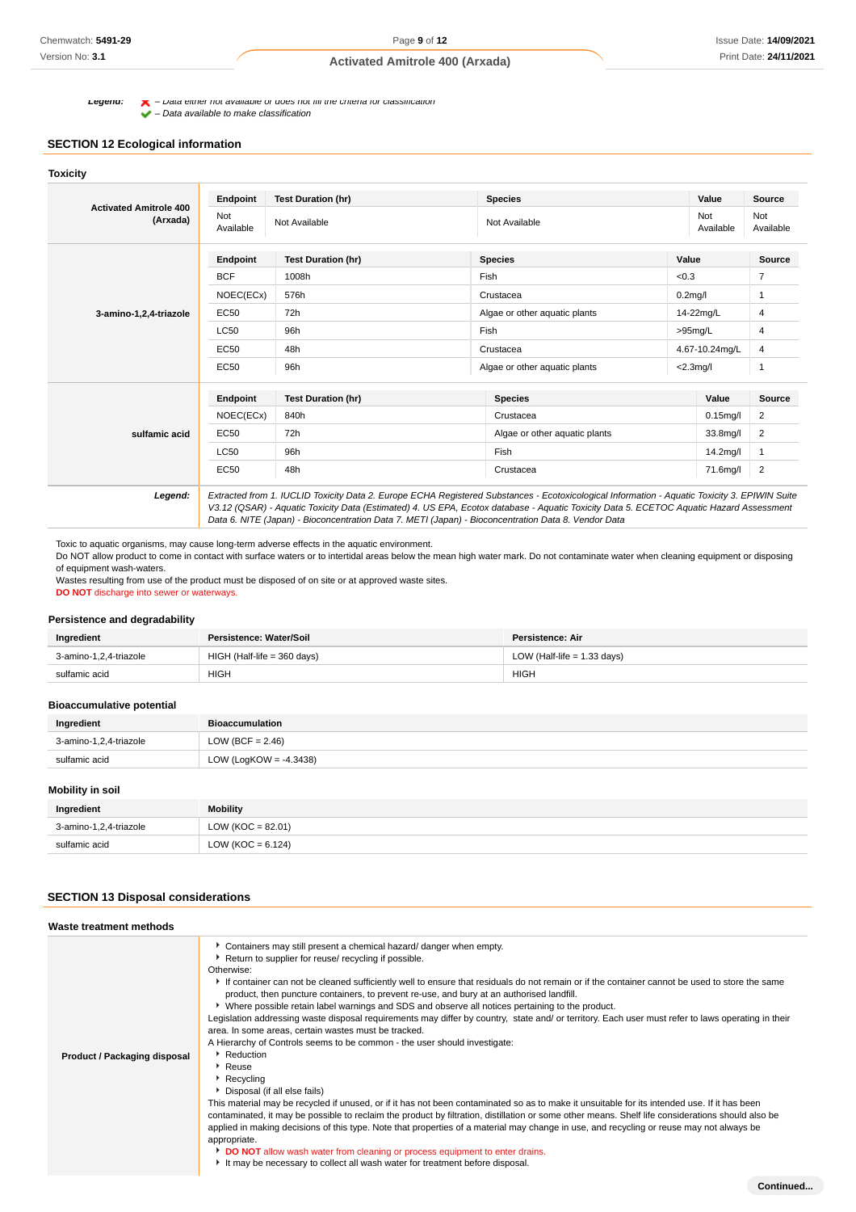**Legend:** ✘ – Data either not available or does not fill the criteria for classification
✔ – Data available to make classification

## SECTION 12 Ecological information

### Toxicity

| Activated Amitrole 400 (Arxada) | Endpoint | Test Duration (hr) | Species | Value | Source |
|---|---|---|---|---|---|
| | Not Available | Not Available | Not Available | Not Available | Not Available |

| 3-amino-1,2,4-triazole | Endpoint | Test Duration (hr) | Species | Value | Source |
|---|---|---|---|---|---|
| | BCF | 1008h | Fish | <0.3 | 7 |
| | NOEC(ECx) | 576h | Crustacea | 0.2mg/l | 1 |
| | EC50 | 72h | Algae or other aquatic plants | 14-22mg/L | 4 |
| | LC50 | 96h | Fish | >95mg/L | 4 |
| | EC50 | 48h | Crustacea | 4.67-10.24mg/L | 4 |
| | EC50 | 96h | Algae or other aquatic plants | <2.3mg/l | 1 |

| sulfamic acid | Endpoint | Test Duration (hr) | Species | Value | Source |
|---|---|---|---|---|---|
| | NOEC(ECx) | 840h | Crustacea | 0.15mg/l | 2 |
| | EC50 | 72h | Algae or other aquatic plants | 33.8mg/l | 2 |
| | LC50 | 96h | Fish | 14.2mg/l | 1 |
| | EC50 | 48h | Crustacea | 71.6mg/l | 2 |

***Legend:*** *Extracted from 1. IUCLID Toxicity Data 2. Europe ECHA Registered Substances - Ecotoxicological Information - Aquatic Toxicity 3. EPIWIN Suite V3.12 (QSAR) - Aquatic Toxicity Data (Estimated) 4. US EPA, Ecotox database - Aquatic Toxicity Data 5. ECETOC Aquatic Hazard Assessment Data 6. NITE (Japan) - Bioconcentration Data 7. METI (Japan) - Bioconcentration Data 8. Vendor Data*

Toxic to aquatic organisms, may cause long-term adverse effects in the aquatic environment.
Do NOT allow product to come in contact with surface waters or to intertidal areas below the mean high water mark. Do not contaminate water when cleaning equipment or disposing of equipment wash-waters.
Wastes resulting from use of the product must be disposed of on site or at approved waste sites.
**DO NOT** discharge into sewer or waterways.

### Persistence and degradability

| Ingredient | Persistence: Water/Soil | Persistence: Air |
|---|---|---|
| 3-amino-1,2,4-triazole | HIGH (Half-life = 360 days) | LOW (Half-life = 1.33 days) |
| sulfamic acid | HIGH | HIGH |

### Bioaccumulative potential

| Ingredient | Bioaccumulation |
|---|---|
| 3-amino-1,2,4-triazole | LOW (BCF = 2.46) |
| sulfamic acid | LOW (LogKOW = -4.3438) |

### Mobility in soil

| Ingredient | Mobility |
|---|---|
| 3-amino-1,2,4-triazole | LOW (KOC = 82.01) |
| sulfamic acid | LOW (KOC = 6.124) |

## SECTION 13 Disposal considerations

### Waste treatment methods

**Product / Packaging disposal**

- Containers may still present a chemical hazard/ danger when empty.
- Return to supplier for reuse/ recycling if possible.

Otherwise:

- If container can not be cleaned sufficiently well to ensure that residuals do not remain or if the container cannot be used to store the same product, then puncture containers, to prevent re-use, and bury at an authorised landfill.
- Where possible retain label warnings and SDS and observe all notices pertaining to the product.

Legislation addressing waste disposal requirements may differ by country, state and/ or territory. Each user must refer to laws operating in their area. In some areas, certain wastes must be tracked.
A Hierarchy of Controls seems to be common - the user should investigate:

- Reduction
- Reuse
- Recycling
- Disposal (if all else fails)

This material may be recycled if unused, or if it has not been contaminated so as to make it unsuitable for its intended use. If it has been contaminated, it may be possible to reclaim the product by filtration, distillation or some other means. Shelf life considerations should also be applied in making decisions of this type. Note that properties of a material may change in use, and recycling or reuse may not always be appropriate.

- **DO NOT** allow wash water from cleaning or process equipment to enter drains.
- It may be necessary to collect all wash water for treatment before disposal.

**Continued...**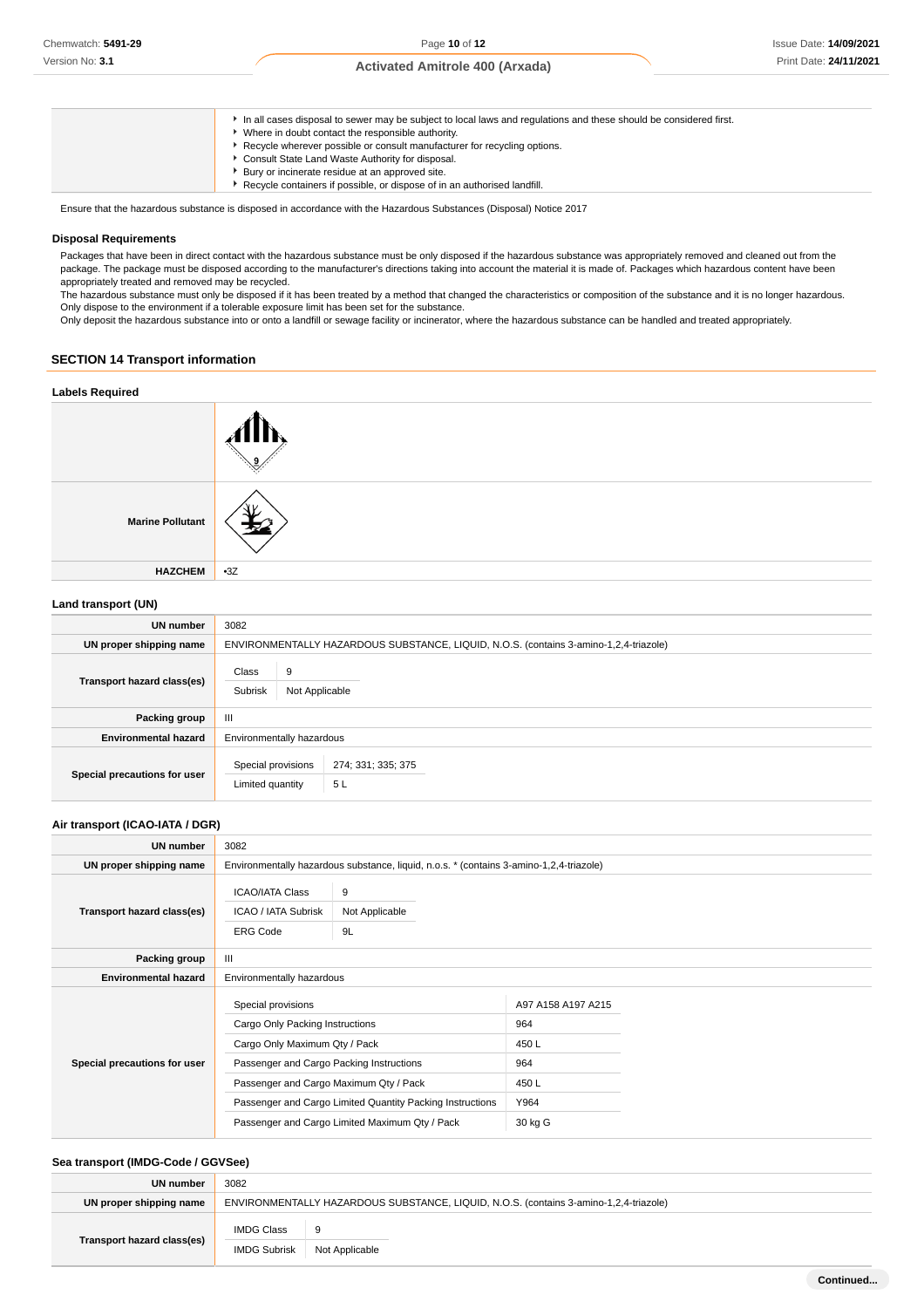| | |
|---|---|
| | - In all cases disposal to sewer may be subject to local laws and regulations and these should be considered first.<br>- Where in doubt contact the responsible authority.<br>- Recycle wherever possible or consult manufacturer for recycling options.<br>- Consult State Land Waste Authority for disposal.<br>- Bury or incinerate residue at an approved site.<br>- Recycle containers if possible, or dispose of in an authorised landfill. |

Ensure that the hazardous substance is disposed in accordance with the Hazardous Substances (Disposal) Notice 2017

### Disposal Requirements

Packages that have been in direct contact with the hazardous substance must be only disposed if the hazardous substance was appropriately removed and cleaned out from the package. The package must be disposed according to the manufacturer's directions taking into account the material it is made of. Packages which hazardous content have been appropriately treated and removed may be recycled.
The hazardous substance must only be disposed if it has been treated by a method that changed the characteristics or composition of the substance and it is no longer hazardous.
Only dispose to the environment if a tolerable exposure limit has been set for the substance.
Only deposit the hazardous substance into or onto a landfill or sewage facility or incinerator, where the hazardous substance can be handled and treated appropriately.

## SECTION 14 Transport information

### Labels Required

| | |
|---|---|
| | |
| **Marine Pollutant** | |
| **HAZCHEM** | •3Z |

### Land transport (UN)

| | |
|---|---|
| **UN number** | 3082 |
| **UN proper shipping name** | ENVIRONMENTALLY HAZARDOUS SUBSTANCE, LIQUID, N.O.S. (contains 3-amino-1,2,4-triazole) |
| **Transport hazard class(es)** | Class: 9<br>Subrisk: Not Applicable |
| **Packing group** | III |
| **Environmental hazard** | Environmentally hazardous |
| **Special precautions for user** | Special provisions: 274; 331; 335; 375<br>Limited quantity: 5 L |

### Air transport (ICAO-IATA / DGR)

| | |
|---|---|
| **UN number** | 3082 |
| **UN proper shipping name** | Environmentally hazardous substance, liquid, n.o.s. * (contains 3-amino-1,2,4-triazole) |
| **Transport hazard class(es)** | ICAO/IATA Class: 9<br>ICAO / IATA Subrisk: Not Applicable<br>ERG Code: 9L |
| **Packing group** | III |
| **Environmental hazard** | Environmentally hazardous |
| **Special precautions for user** | Special provisions: A97 A158 A197 A215<br>Cargo Only Packing Instructions: 964<br>Cargo Only Maximum Qty / Pack: 450 L<br>Passenger and Cargo Packing Instructions: 964<br>Passenger and Cargo Maximum Qty / Pack: 450 L<br>Passenger and Cargo Limited Quantity Packing Instructions: Y964<br>Passenger and Cargo Limited Maximum Qty / Pack: 30 kg G |

### Sea transport (IMDG-Code / GGVSee)

| | |
|---|---|
| **UN number** | 3082 |
| **UN proper shipping name** | ENVIRONMENTALLY HAZARDOUS SUBSTANCE, LIQUID, N.O.S. (contains 3-amino-1,2,4-triazole) |
| **Transport hazard class(es)** | IMDG Class: 9<br>IMDG Subrisk: Not Applicable |

Continued...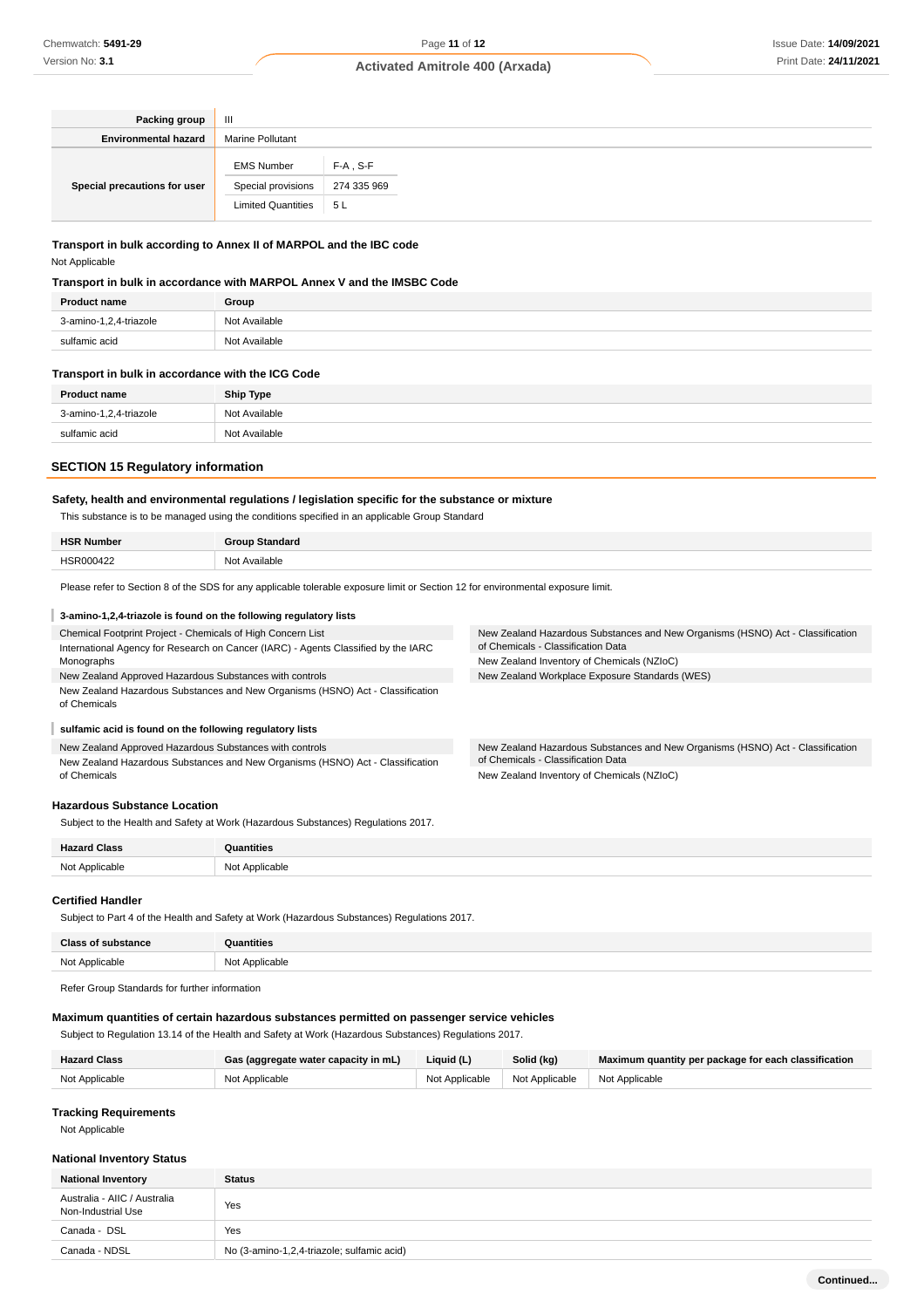| | |
|---|---|
| **Packing group** | III |
| **Environmental hazard** | Marine Pollutant |
| **Special precautions for user** | EMS Number: F-A , S-F<br>Special provisions: 274 335 969<br>Limited Quantities: 5 L |

### Transport in bulk according to Annex II of MARPOL and the IBC code

Not Applicable

### Transport in bulk in accordance with MARPOL Annex V and the IMSBC Code

| Product name | Group |
|---|---|
| 3-amino-1,2,4-triazole | Not Available |
| sulfamic acid | Not Available |

### Transport in bulk in accordance with the ICG Code

| Product name | Ship Type |
|---|---|
| 3-amino-1,2,4-triazole | Not Available |
| sulfamic acid | Not Available |

## SECTION 15 Regulatory information

### Safety, health and environmental regulations / legislation specific for the substance or mixture

This substance is to be managed using the conditions specified in an applicable Group Standard

| HSR Number | Group Standard |
|---|---|
| HSR000422 | Not Available |

Please refer to Section 8 of the SDS for any applicable tolerable exposure limit or Section 12 for environmental exposure limit.

#### 3-amino-1,2,4-triazole is found on the following regulatory lists

- Chemical Footprint Project - Chemicals of High Concern List
- International Agency for Research on Cancer (IARC) - Agents Classified by the IARC Monographs
- New Zealand Approved Hazardous Substances with controls
- New Zealand Hazardous Substances and New Organisms (HSNO) Act - Classification of Chemicals
- New Zealand Hazardous Substances and New Organisms (HSNO) Act - Classification of Chemicals - Classification Data
- New Zealand Inventory of Chemicals (NZIoC)
- New Zealand Workplace Exposure Standards (WES)

#### sulfamic acid is found on the following regulatory lists

- New Zealand Approved Hazardous Substances with controls
- New Zealand Hazardous Substances and New Organisms (HSNO) Act - Classification of Chemicals
- New Zealand Hazardous Substances and New Organisms (HSNO) Act - Classification of Chemicals - Classification Data
- New Zealand Inventory of Chemicals (NZIoC)

### Hazardous Substance Location

Subject to the Health and Safety at Work (Hazardous Substances) Regulations 2017.

| Hazard Class | Quantities |
|---|---|
| Not Applicable | Not Applicable |

### Certified Handler

Subject to Part 4 of the Health and Safety at Work (Hazardous Substances) Regulations 2017.

| Class of substance | Quantities |
|---|---|
| Not Applicable | Not Applicable |

Refer Group Standards for further information

### Maximum quantities of certain hazardous substances permitted on passenger service vehicles

Subject to Regulation 13.14 of the Health and Safety at Work (Hazardous Substances) Regulations 2017.

| Hazard Class | Gas (aggregate water capacity in mL) | Liquid (L) | Solid (kg) | Maximum quantity per package for each classification |
|---|---|---|---|---|
| Not Applicable | Not Applicable | Not Applicable | Not Applicable | Not Applicable |

### Tracking Requirements

Not Applicable

### National Inventory Status

| National Inventory | Status |
|---|---|
| Australia - AIIC / Australia Non-Industrial Use | Yes |
| Canada - DSL | Yes |
| Canada - NDSL | No (3-amino-1,2,4-triazole; sulfamic acid) |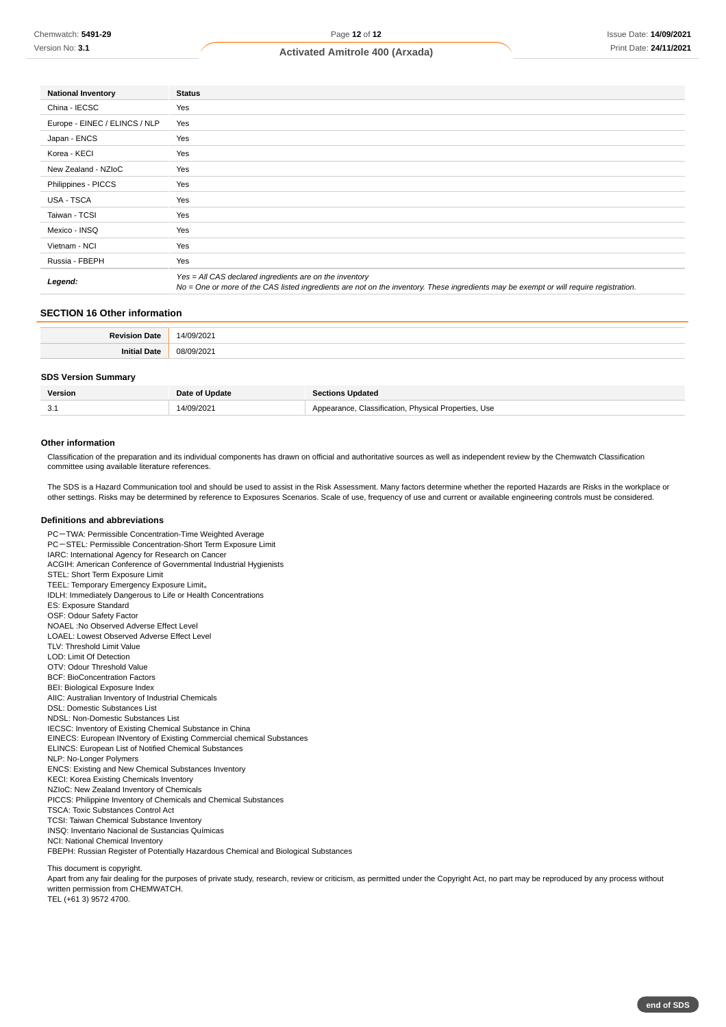| National Inventory | Status |
| --- | --- |
| China - IECSC | Yes |
| Europe - EINEC / ELINCS / NLP | Yes |
| Japan - ENCS | Yes |
| Korea - KECI | Yes |
| New Zealand - NZIoC | Yes |
| Philippines - PICCS | Yes |
| USA - TSCA | Yes |
| Taiwan - TCSI | Yes |
| Mexico - INSQ | Yes |
| Vietnam - NCI | Yes |
| Russia - FBEPH | Yes |
| ***Legend:*** | *Yes = All CAS declared ingredients are on the inventory*<br>*No = One or more of the CAS listed ingredients are not on the inventory. These ingredients may be exempt or will require registration.* |

## SECTION 16 Other information

| | |
| --- | --- |
| **Revision Date** | 14/09/2021 |
| **Initial Date** | 08/09/2021 |

### SDS Version Summary

| Version | Date of Update | Sections Updated |
| --- | --- | --- |
| 3.1 | 14/09/2021 | Appearance, Classification, Physical Properties, Use |

### Other information

Classification of the preparation and its individual components has drawn on official and authoritative sources as well as independent review by the Chemwatch Classification committee using available literature references.

The SDS is a Hazard Communication tool and should be used to assist in the Risk Assessment. Many factors determine whether the reported Hazards are Risks in the workplace or other settings. Risks may be determined by reference to Exposures Scenarios. Scale of use, frequency of use and current or available engineering controls must be considered.

### Definitions and abbreviations

PC－TWA: Permissible Concentration-Time Weighted Average
PC－STEL: Permissible Concentration-Short Term Exposure Limit
IARC: International Agency for Research on Cancer
ACGIH: American Conference of Governmental Industrial Hygienists
STEL: Short Term Exposure Limit
TEEL: Temporary Emergency Exposure Limit。
IDLH: Immediately Dangerous to Life or Health Concentrations
ES: Exposure Standard
OSF: Odour Safety Factor
NOAEL :No Observed Adverse Effect Level
LOAEL: Lowest Observed Adverse Effect Level
TLV: Threshold Limit Value
LOD: Limit Of Detection
OTV: Odour Threshold Value
BCF: BioConcentration Factors
BEI: Biological Exposure Index
AIIC: Australian Inventory of Industrial Chemicals
DSL: Domestic Substances List
NDSL: Non-Domestic Substances List
IECSC: Inventory of Existing Chemical Substance in China
EINECS: European INventory of Existing Commercial chemical Substances
ELINCS: European List of Notified Chemical Substances
NLP: No-Longer Polymers
ENCS: Existing and New Chemical Substances Inventory
KECI: Korea Existing Chemicals Inventory
NZIoC: New Zealand Inventory of Chemicals
PICCS: Philippine Inventory of Chemicals and Chemical Substances
TSCA: Toxic Substances Control Act
TCSI: Taiwan Chemical Substance Inventory
INSQ: Inventario Nacional de Sustancias Químicas
NCI: National Chemical Inventory
FBEPH: Russian Register of Potentially Hazardous Chemical and Biological Substances

This document is copyright.
Apart from any fair dealing for the purposes of private study, research, review or criticism, as permitted under the Copyright Act, no part may be reproduced by any process without written permission from CHEMWATCH.
TEL (+61 3) 9572 4700.

**end of SDS**